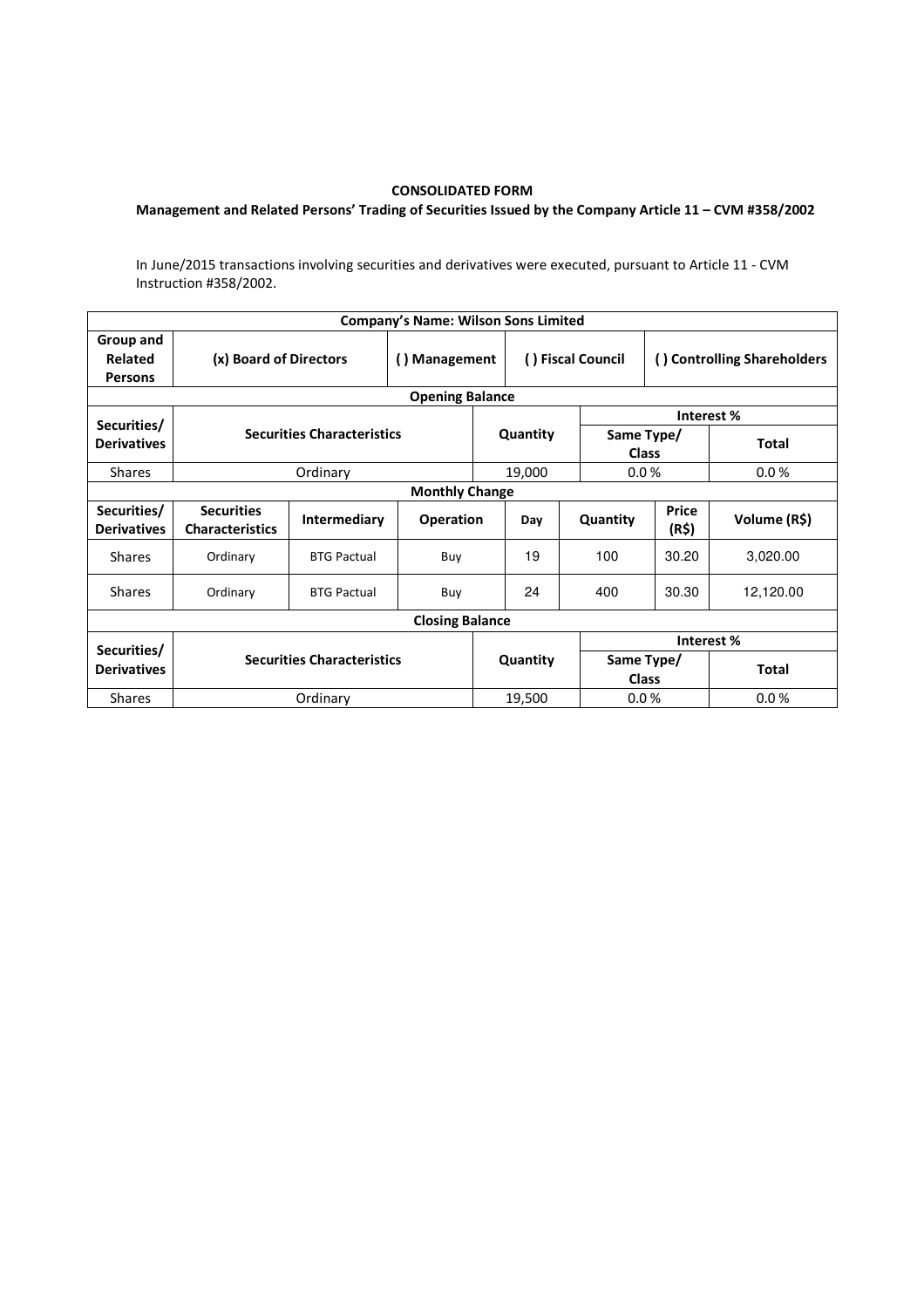**CONSOLIDATED FORM**

**Management and Related Persons' Trading of Securities Issued by the Company Article 11 – CVM #358/2002**

In June/2015 transactions involving securities and derivatives were executed, pursuant to Article 11 - CVM Instruction #358/2002.

| Company's Name: Wilson Sons Limited | | | | | | | |
|---|---|---|---|---|---|---|---|
| **Group and Related Persons** | **(x) Board of Directors** | | **( ) Management** | **( ) Fiscal Council** | | **( ) Controlling Shareholders** | |
| **Opening Balance** | | | | | | | |
| **Securities/ Derivatives** | **Securities Characteristics** | | | **Quantity** | **Interest %** | | |
| | | | | | **Same Type/ Class** | | **Total** |
| Shares | Ordinary | | | 19,000 | 0.0 % | | 0.0 % |
| **Monthly Change** | | | | | | | |
| **Securities/ Derivatives** | **Securities Characteristics** | **Intermediary** | **Operation** | **Day** | **Quantity** | **Price (R$)** | **Volume (R$)** |
| Shares | Ordinary | BTG Pactual | Buy | 19 | 100 | 30.20 | 3,020.00 |
| Shares | Ordinary | BTG Pactual | Buy | 24 | 400 | 30.30 | 12,120.00 |
| **Closing Balance** | | | | | | | |
| **Securities/ Derivatives** | **Securities Characteristics** | | | **Quantity** | **Interest %** | | |
| | | | | | **Same Type/ Class** | | **Total** |
| Shares | Ordinary | | | 19,500 | 0.0 % | | 0.0 % |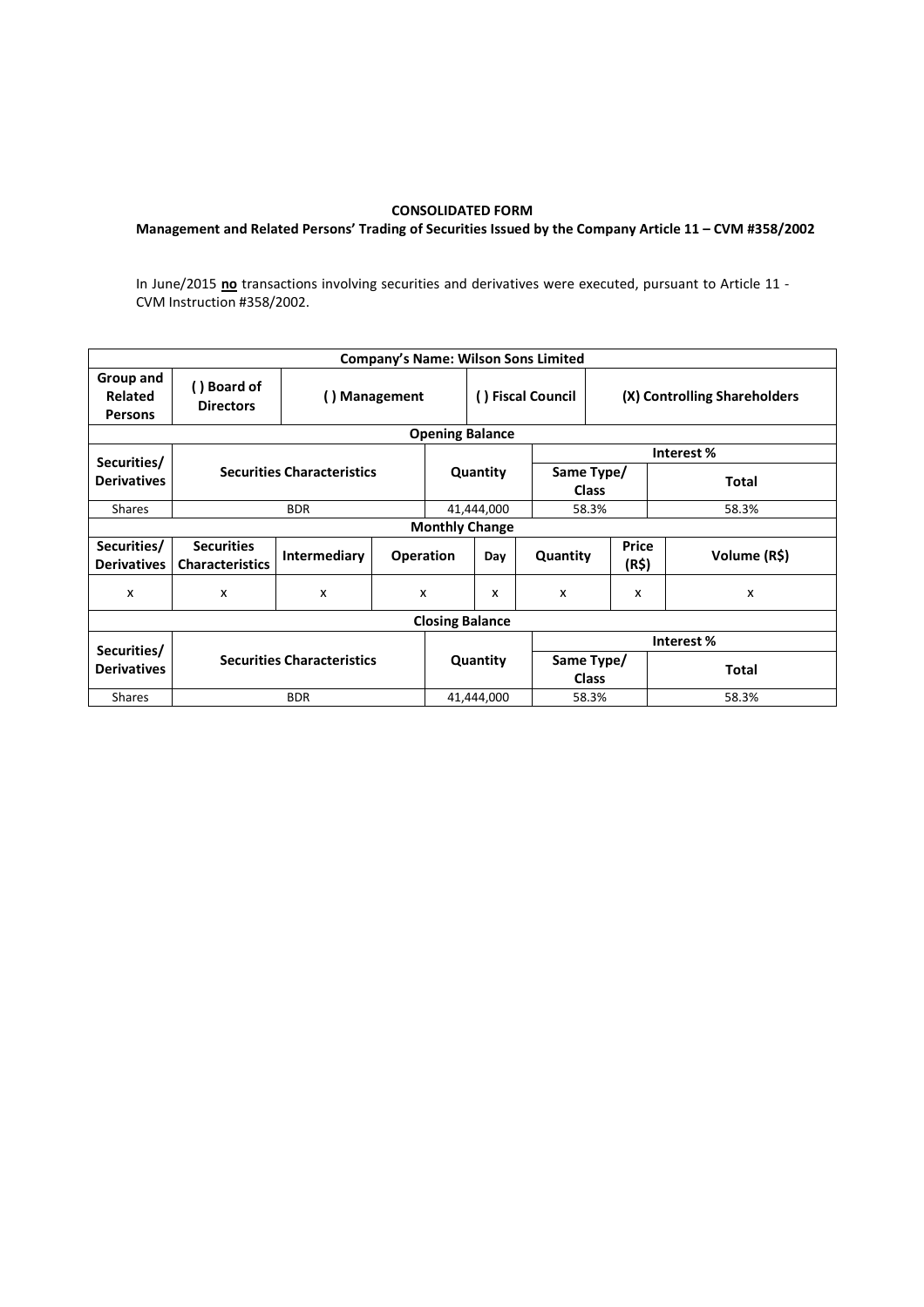**CONSOLIDATED FORM**

**Management and Related Persons' Trading of Securities Issued by the Company Article 11 – CVM #358/2002**

In June/2015 **no** transactions involving securities and derivatives were executed, pursuant to Article 11 - CVM Instruction #358/2002.

| **Company's Name: Wilson Sons Limited** | | | | | | | |
|---|---|---|---|---|---|---|---|
| **Group and Related Persons** | **( ) Board of Directors** | **( ) Management** | | **( ) Fiscal Council** | | **(X) Controlling Shareholders** | |
| **Opening Balance** | | | | | | | |
| **Securities/ Derivatives** | **Securities Characteristics** | | | **Quantity** | | **Interest %** | |
| | | | | | | **Same Type/ Class** | **Total** |
| Shares | BDR | | | 41,444,000 | | 58.3% | 58.3% |
| **Monthly Change** | | | | | | | |
| **Securities/ Derivatives** | **Securities Characteristics** | **Intermediary** | **Operation** | **Day** | **Quantity** | **Price (R$)** | **Volume (R$)** |
| x | x | x | x | x | x | x | x |
| **Closing Balance** | | | | | | | |
| **Securities/ Derivatives** | **Securities Characteristics** | | | **Quantity** | | **Interest %** | |
| | | | | | | **Same Type/ Class** | **Total** |
| Shares | BDR | | | 41,444,000 | | 58.3% | 58.3% |